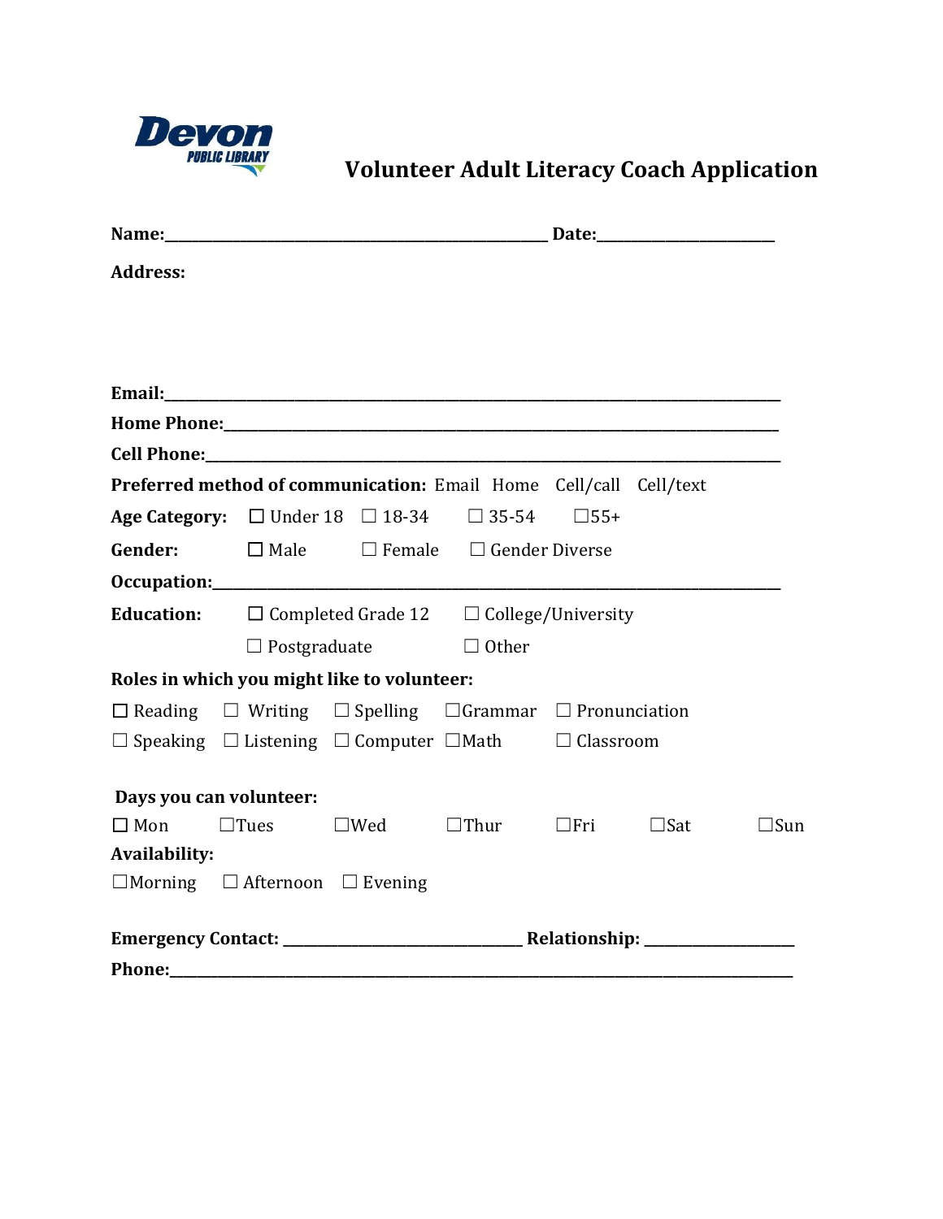Devon PUBLIC LIBRARY

# Volunteer Adult Literacy Coach Application

**Name:**\_\_\_\_\_\_\_\_\_\_\_\_\_\_\_\_\_\_\_\_\_\_\_\_\_\_\_\_\_\_\_\_\_\_\_\_\_\_\_\_\_\_\_\_\_\_\_\_\_\_\_\_ **Date:**\_\_\_\_\_\_\_\_\_\_\_\_\_\_\_\_\_\_\_\_\_\_\_\_\_\_

**Address:**

**Email:**\_\_\_\_\_\_\_\_\_\_\_\_\_\_\_\_\_\_\_\_\_\_\_\_\_\_\_\_\_\_\_\_\_\_\_\_\_\_\_\_\_\_\_\_\_\_\_\_\_\_\_\_\_\_\_\_\_\_\_\_\_\_\_\_\_\_\_\_\_\_\_\_\_\_\_\_\_\_\_\_\_

**Home Phone:**\_\_\_\_\_\_\_\_\_\_\_\_\_\_\_\_\_\_\_\_\_\_\_\_\_\_\_\_\_\_\_\_\_\_\_\_\_\_\_\_\_\_\_\_\_\_\_\_\_\_\_\_\_\_\_\_\_\_\_\_\_\_\_\_\_\_\_\_\_\_\_\_

**Cell Phone:**\_\_\_\_\_\_\_\_\_\_\_\_\_\_\_\_\_\_\_\_\_\_\_\_\_\_\_\_\_\_\_\_\_\_\_\_\_\_\_\_\_\_\_\_\_\_\_\_\_\_\_\_\_\_\_\_\_\_\_\_\_\_\_\_\_\_\_\_\_\_\_\_\_\_

**Preferred method of communication:** Email  Home  Cell/call  Cell/text

**Age Category:** ☐ Under 18  ☐ 18-34  ☐ 35-54  ☐55+

**Gender:** ☐ Male  ☐ Female  ☐ Gender Diverse

**Occupation:**\_\_\_\_\_\_\_\_\_\_\_\_\_\_\_\_\_\_\_\_\_\_\_\_\_\_\_\_\_\_\_\_\_\_\_\_\_\_\_\_\_\_\_\_\_\_\_\_\_\_\_\_\_\_\_\_\_\_\_\_\_\_\_\_\_\_\_\_\_\_\_\_\_

**Education:** ☐ Completed Grade 12  ☐ College/University

☐ Postgraduate  ☐ Other

**Roles in which you might like to volunteer:**

☐ Reading  ☐ Writing  ☐ Spelling  ☐Grammar  ☐ Pronunciation

☐ Speaking  ☐ Listening  ☐ Computer  ☐Math  ☐ Classroom

**Days you can volunteer:**

☐ Mon  ☐Tues  ☐Wed  ☐Thur  ☐Fri  ☐Sat  ☐Sun

**Availability:**

☐Morning  ☐ Afternoon  ☐ Evening

**Emergency Contact:** \_\_\_\_\_\_\_\_\_\_\_\_\_\_\_\_\_\_\_\_\_\_\_\_\_\_\_\_\_\_\_\_\_ **Relationship:** \_\_\_\_\_\_\_\_\_\_\_\_\_\_\_\_\_\_\_\_\_

**Phone:**\_\_\_\_\_\_\_\_\_\_\_\_\_\_\_\_\_\_\_\_\_\_\_\_\_\_\_\_\_\_\_\_\_\_\_\_\_\_\_\_\_\_\_\_\_\_\_\_\_\_\_\_\_\_\_\_\_\_\_\_\_\_\_\_\_\_\_\_\_\_\_\_\_\_\_\_\_\_\_\_\_\_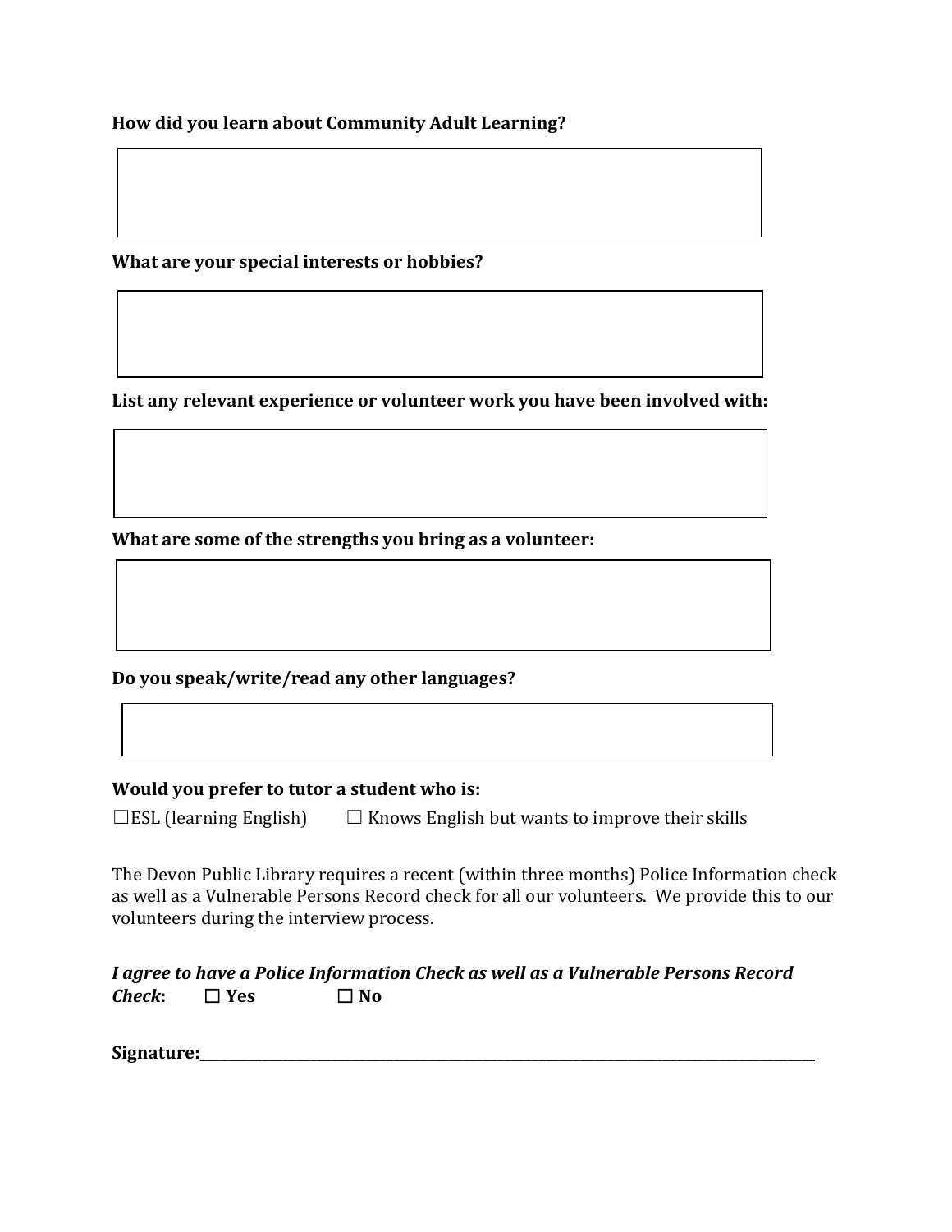**How did you learn about Community Adult Learning?**

**What are your special interests or hobbies?**

**List any relevant experience or volunteer work you have been involved with:**

**What are some of the strengths you bring as a volunteer:**

**Do you speak/write/read any other languages?**

**Would you prefer to tutor a student who is:**

☐ESL (learning English) ☐ Knows English but wants to improve their skills

The Devon Public Library requires a recent (within three months) Police Information check as well as a Vulnerable Persons Record check for all our volunteers. We provide this to our volunteers during the interview process.

***I agree to have a Police Information Check as well as a Vulnerable Persons Record Check*:** **☐ Yes** **☐ No**

**Signature:**\_\_\_\_\_\_\_\_\_\_\_\_\_\_\_\_\_\_\_\_\_\_\_\_\_\_\_\_\_\_\_\_\_\_\_\_\_\_\_\_\_\_\_\_\_\_\_\_\_\_\_\_\_\_\_\_\_\_\_\_\_\_\_\_\_\_\_\_\_\_\_\_